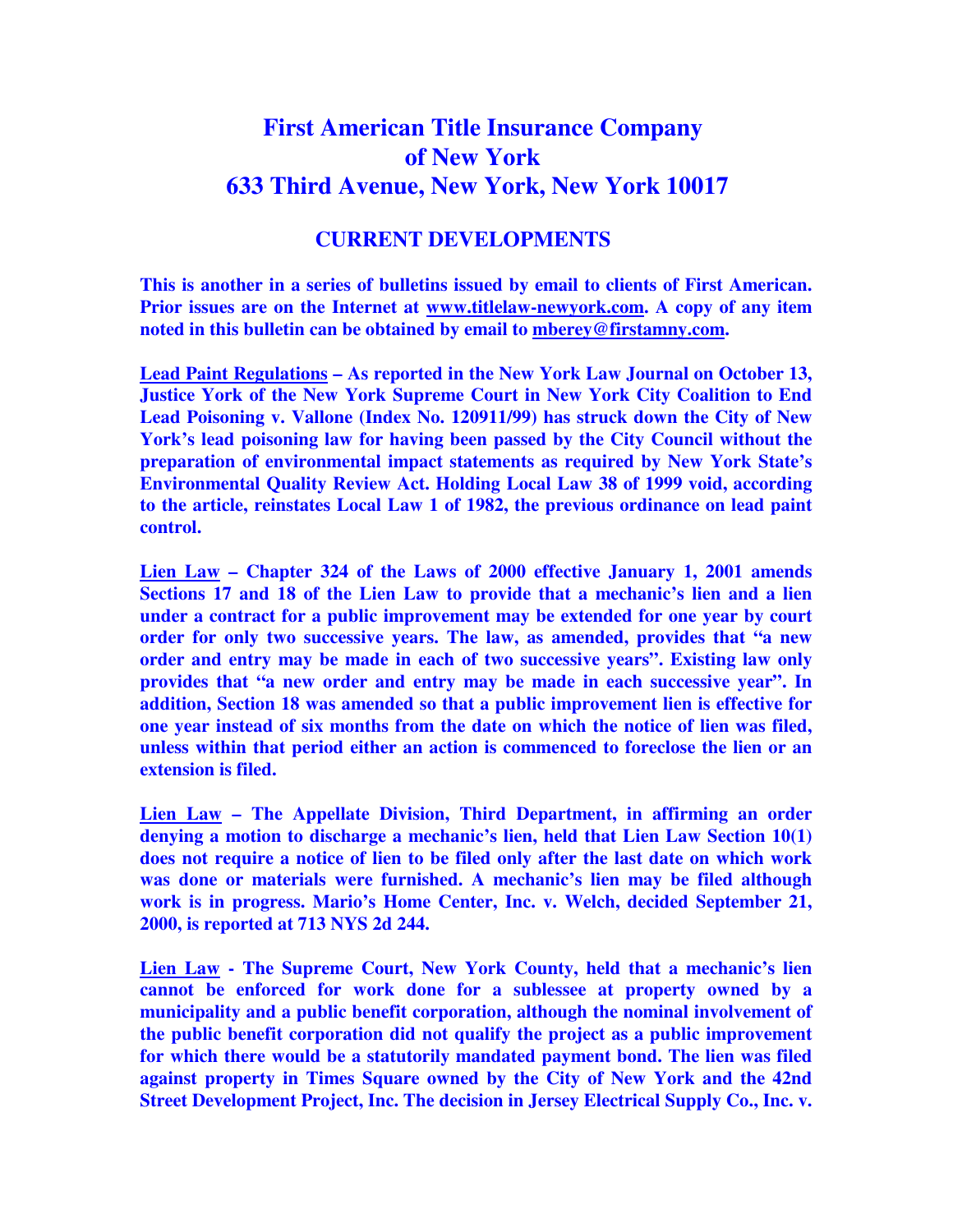# First American Title Insurance Company of New York
# 633 Third Avenue, New York, New York 10017

## CURRENT DEVELOPMENTS

**This is another in a series of bulletins issued by email to clients of First American. Prior issues are on the Internet at www.titlelaw-newyork.com. A copy of any item noted in this bulletin can be obtained by email to mberey@firstamny.com.**

**Lead Paint Regulations – As reported in the New York Law Journal on October 13, Justice York of the New York Supreme Court in New York City Coalition to End Lead Poisoning v. Vallone (Index No. 120911/99) has struck down the City of New York's lead poisoning law for having been passed by the City Council without the preparation of environmental impact statements as required by New York State's Environmental Quality Review Act. Holding Local Law 38 of 1999 void, according to the article, reinstates Local Law 1 of 1982, the previous ordinance on lead paint control.**

**Lien Law – Chapter 324 of the Laws of 2000 effective January 1, 2001 amends Sections 17 and 18 of the Lien Law to provide that a mechanic's lien and a lien under a contract for a public improvement may be extended for one year by court order for only two successive years. The law, as amended, provides that "a new order and entry may be made in each of two successive years". Existing law only provides that "a new order and entry may be made in each successive year". In addition, Section 18 was amended so that a public improvement lien is effective for one year instead of six months from the date on which the notice of lien was filed, unless within that period either an action is commenced to foreclose the lien or an extension is filed.**

**Lien Law – The Appellate Division, Third Department, in affirming an order denying a motion to discharge a mechanic's lien, held that Lien Law Section 10(1) does not require a notice of lien to be filed only after the last date on which work was done or materials were furnished. A mechanic's lien may be filed although work is in progress. Mario's Home Center, Inc. v. Welch, decided September 21, 2000, is reported at 713 NYS 2d 244.**

**Lien Law - The Supreme Court, New York County, held that a mechanic's lien cannot be enforced for work done for a sublessee at property owned by a municipality and a public benefit corporation, although the nominal involvement of the public benefit corporation did not qualify the project as a public improvement for which there would be a statutorily mandated payment bond. The lien was filed against property in Times Square owned by the City of New York and the 42nd Street Development Project, Inc. The decision in Jersey Electrical Supply Co., Inc. v.**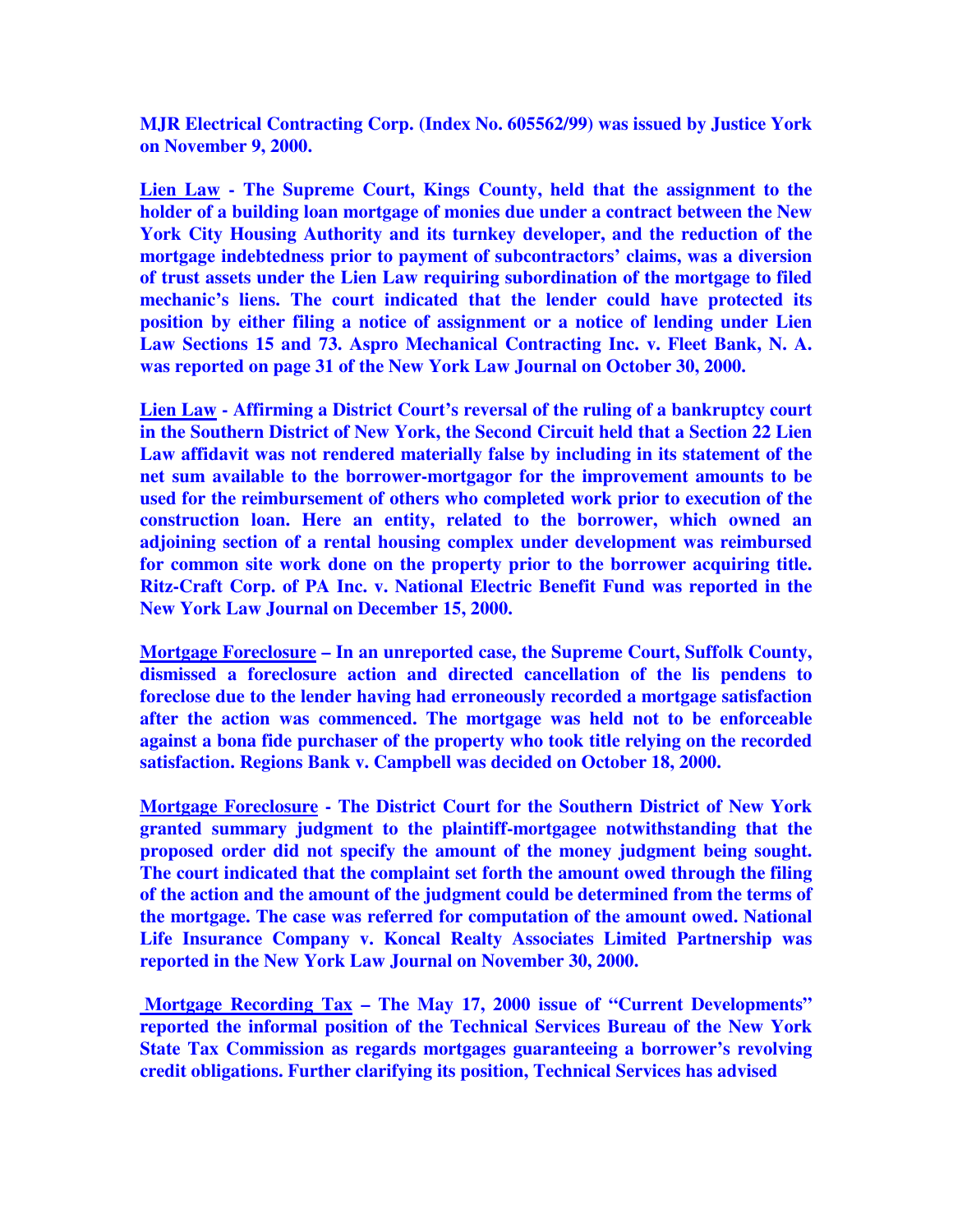**MJR Electrical Contracting Corp. (Index No. 605562/99) was issued by Justice York on November 9, 2000.**

**Lien Law - The Supreme Court, Kings County, held that the assignment to the holder of a building loan mortgage of monies due under a contract between the New York City Housing Authority and its turnkey developer, and the reduction of the mortgage indebtedness prior to payment of subcontractors' claims, was a diversion of trust assets under the Lien Law requiring subordination of the mortgage to filed mechanic's liens. The court indicated that the lender could have protected its position by either filing a notice of assignment or a notice of lending under Lien Law Sections 15 and 73. Aspro Mechanical Contracting Inc. v. Fleet Bank, N. A. was reported on page 31 of the New York Law Journal on October 30, 2000.**

**Lien Law - Affirming a District Court's reversal of the ruling of a bankruptcy court in the Southern District of New York, the Second Circuit held that a Section 22 Lien Law affidavit was not rendered materially false by including in its statement of the net sum available to the borrower-mortgagor for the improvement amounts to be used for the reimbursement of others who completed work prior to execution of the construction loan. Here an entity, related to the borrower, which owned an adjoining section of a rental housing complex under development was reimbursed for common site work done on the property prior to the borrower acquiring title. Ritz-Craft Corp. of PA Inc. v. National Electric Benefit Fund was reported in the New York Law Journal on December 15, 2000.**

**Mortgage Foreclosure – In an unreported case, the Supreme Court, Suffolk County, dismissed a foreclosure action and directed cancellation of the lis pendens to foreclose due to the lender having had erroneously recorded a mortgage satisfaction after the action was commenced. The mortgage was held not to be enforceable against a bona fide purchaser of the property who took title relying on the recorded satisfaction. Regions Bank v. Campbell was decided on October 18, 2000.**

**Mortgage Foreclosure - The District Court for the Southern District of New York granted summary judgment to the plaintiff-mortgagee notwithstanding that the proposed order did not specify the amount of the money judgment being sought. The court indicated that the complaint set forth the amount owed through the filing of the action and the amount of the judgment could be determined from the terms of the mortgage. The case was referred for computation of the amount owed. National Life Insurance Company v. Koncal Realty Associates Limited Partnership was reported in the New York Law Journal on November 30, 2000.**

**Mortgage Recording Tax – The May 17, 2000 issue of "Current Developments" reported the informal position of the Technical Services Bureau of the New York State Tax Commission as regards mortgages guaranteeing a borrower's revolving credit obligations. Further clarifying its position, Technical Services has advised**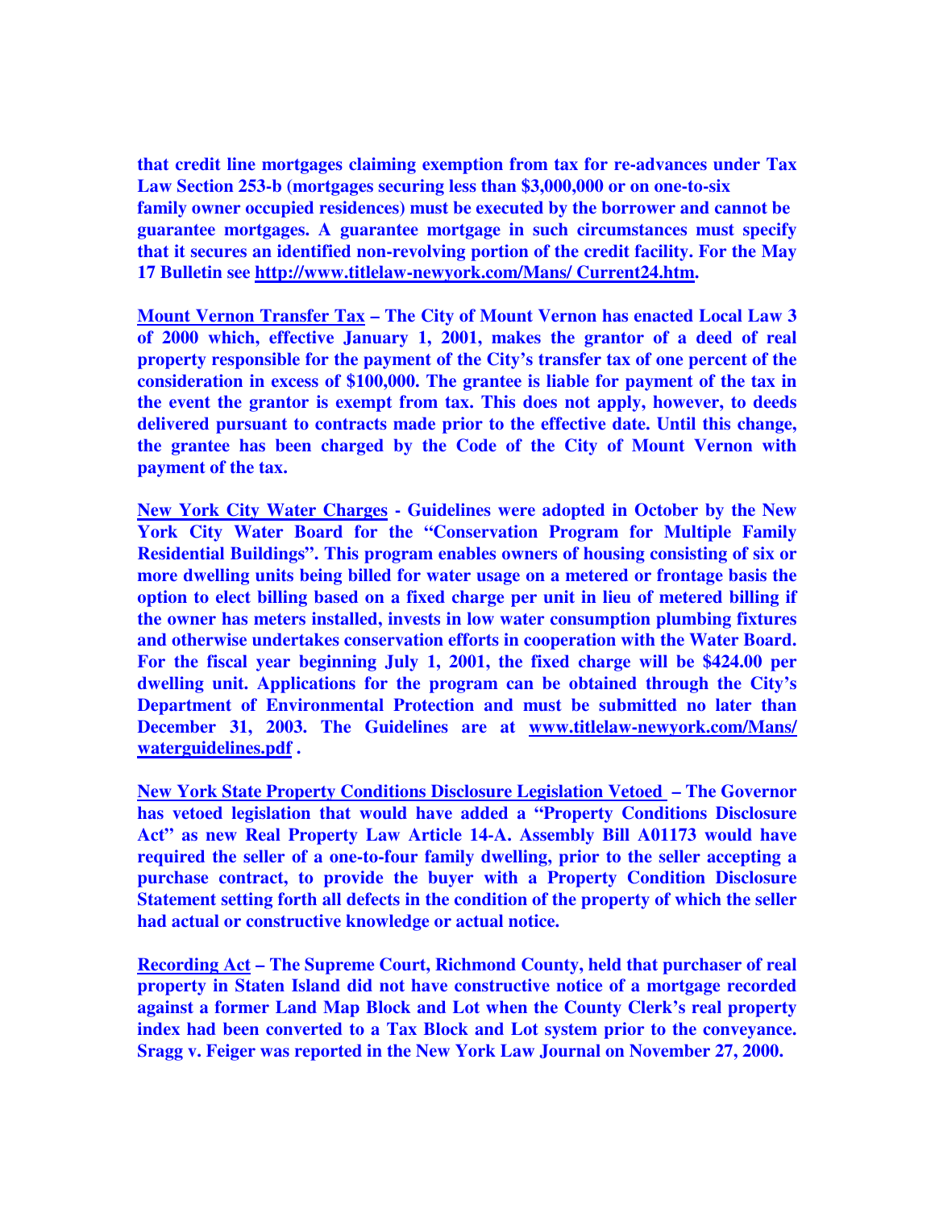**that credit line mortgages claiming exemption from tax for re-advances under Tax Law Section 253-b (mortgages securing less than $3,000,000 or on one-to-six family owner occupied residences) must be executed by the borrower and cannot be guarantee mortgages. A guarantee mortgage in such circumstances must specify that it secures an identified non-revolving portion of the credit facility. For the May 17 Bulletin see http://www.titlelaw-newyork.com/Mans/ Current24.htm.**

**Mount Vernon Transfer Tax – The City of Mount Vernon has enacted Local Law 3 of 2000 which, effective January 1, 2001, makes the grantor of a deed of real property responsible for the payment of the City's transfer tax of one percent of the consideration in excess of $100,000. The grantee is liable for payment of the tax in the event the grantor is exempt from tax. This does not apply, however, to deeds delivered pursuant to contracts made prior to the effective date. Until this change, the grantee has been charged by the Code of the City of Mount Vernon with payment of the tax.**

**New York City Water Charges - Guidelines were adopted in October by the New York City Water Board for the "Conservation Program for Multiple Family Residential Buildings". This program enables owners of housing consisting of six or more dwelling units being billed for water usage on a metered or frontage basis the option to elect billing based on a fixed charge per unit in lieu of metered billing if the owner has meters installed, invests in low water consumption plumbing fixtures and otherwise undertakes conservation efforts in cooperation with the Water Board. For the fiscal year beginning July 1, 2001, the fixed charge will be $424.00 per dwelling unit. Applications for the program can be obtained through the City's Department of Environmental Protection and must be submitted no later than December 31, 2003. The Guidelines are at www.titlelaw-newyork.com/Mans/ waterguidelines.pdf .**

**New York State Property Conditions Disclosure Legislation Vetoed – The Governor has vetoed legislation that would have added a "Property Conditions Disclosure Act" as new Real Property Law Article 14-A. Assembly Bill A01173 would have required the seller of a one-to-four family dwelling, prior to the seller accepting a purchase contract, to provide the buyer with a Property Condition Disclosure Statement setting forth all defects in the condition of the property of which the seller had actual or constructive knowledge or actual notice.**

**Recording Act – The Supreme Court, Richmond County, held that purchaser of real property in Staten Island did not have constructive notice of a mortgage recorded against a former Land Map Block and Lot when the County Clerk's real property index had been converted to a Tax Block and Lot system prior to the conveyance. Sragg v. Feiger was reported in the New York Law Journal on November 27, 2000.**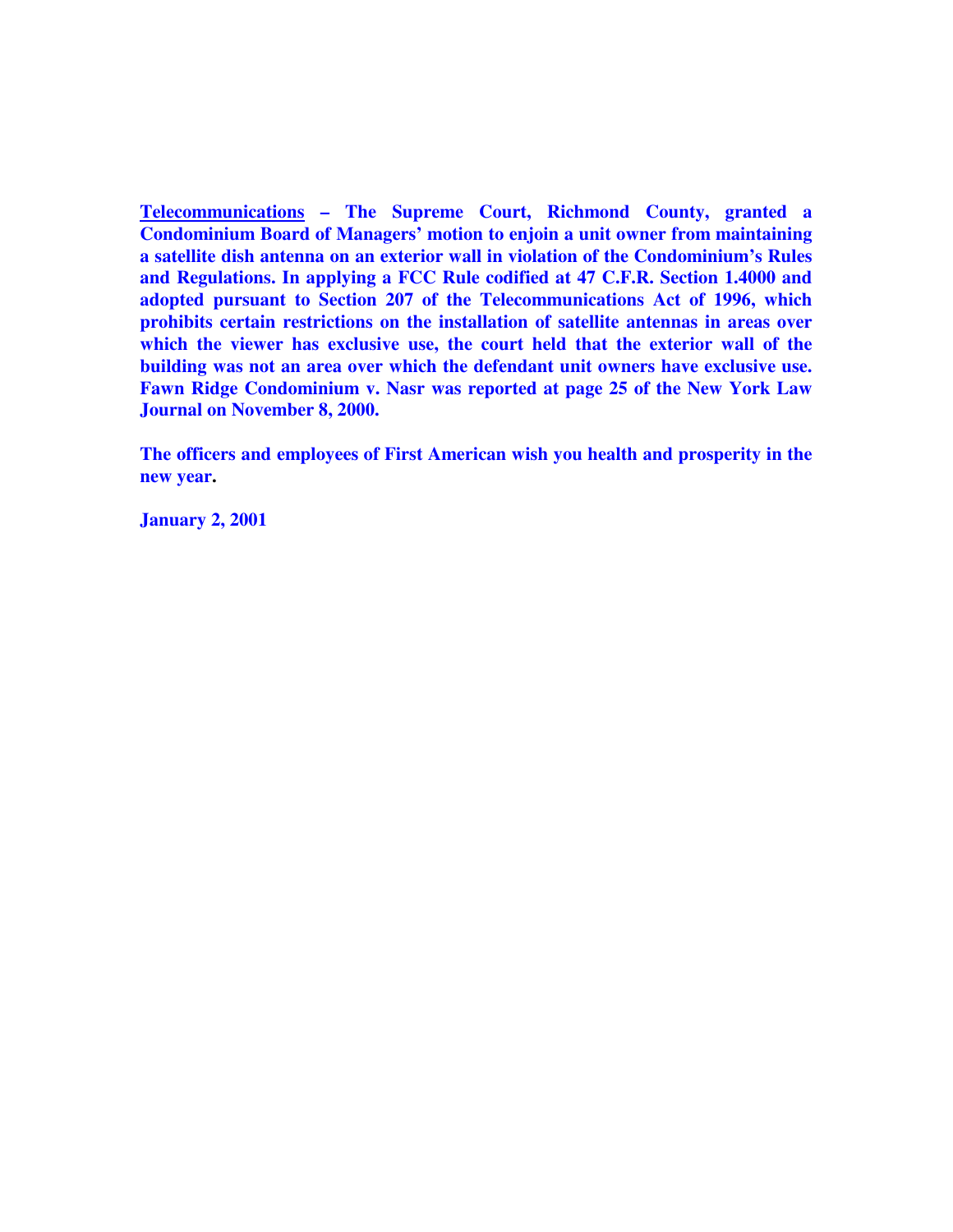**<u>Telecommunications</u> – The Supreme Court, Richmond County, granted a Condominium Board of Managers' motion to enjoin a unit owner from maintaining a satellite dish antenna on an exterior wall in violation of the Condominium's Rules and Regulations. In applying a FCC Rule codified at 47 C.F.R. Section 1.4000 and adopted pursuant to Section 207 of the Telecommunications Act of 1996, which prohibits certain restrictions on the installation of satellite antennas in areas over which the viewer has exclusive use, the court held that the exterior wall of the building was not an area over which the defendant unit owners have exclusive use. Fawn Ridge Condominium v. Nasr was reported at page 25 of the New York Law Journal on November 8, 2000.**

**The officers and employees of First American wish you health and prosperity in the new year.**

**January 2, 2001**